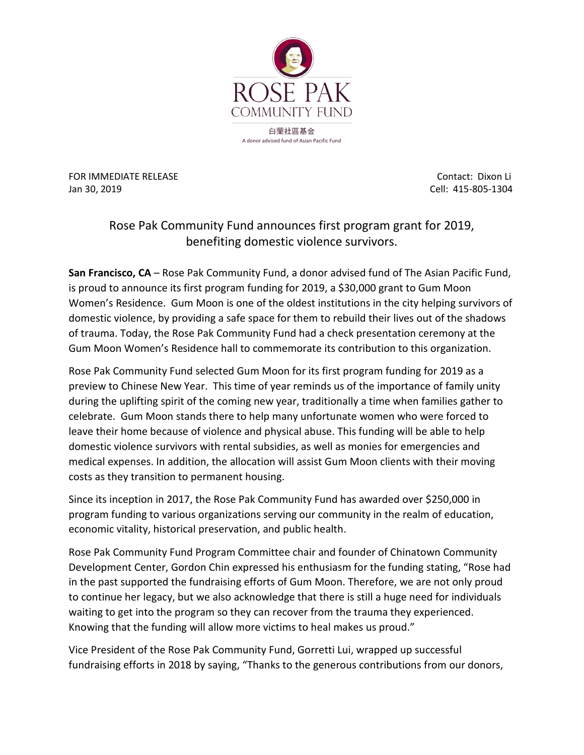ROSE PAK
COMMUNITY FUND
白蘭社區基金
A donor advised fund of Asian Pacific Fund

FOR IMMEDIATE RELEASE
Jan 30, 2019

Contact: Dixon Li
Cell: 415-805-1304

# Rose Pak Community Fund announces first program grant for 2019, benefiting domestic violence survivors.

**San Francisco, CA** – Rose Pak Community Fund, a donor advised fund of The Asian Pacific Fund, is proud to announce its first program funding for 2019, a $30,000 grant to Gum Moon Women's Residence. Gum Moon is one of the oldest institutions in the city helping survivors of domestic violence, by providing a safe space for them to rebuild their lives out of the shadows of trauma. Today, the Rose Pak Community Fund had a check presentation ceremony at the Gum Moon Women's Residence hall to commemorate its contribution to this organization.

Rose Pak Community Fund selected Gum Moon for its first program funding for 2019 as a preview to Chinese New Year. This time of year reminds us of the importance of family unity during the uplifting spirit of the coming new year, traditionally a time when families gather to celebrate. Gum Moon stands there to help many unfortunate women who were forced to leave their home because of violence and physical abuse. This funding will be able to help domestic violence survivors with rental subsidies, as well as monies for emergencies and medical expenses. In addition, the allocation will assist Gum Moon clients with their moving costs as they transition to permanent housing.

Since its inception in 2017, the Rose Pak Community Fund has awarded over $250,000 in program funding to various organizations serving our community in the realm of education, economic vitality, historical preservation, and public health.

Rose Pak Community Fund Program Committee chair and founder of Chinatown Community Development Center, Gordon Chin expressed his enthusiasm for the funding stating, "Rose had in the past supported the fundraising efforts of Gum Moon. Therefore, we are not only proud to continue her legacy, but we also acknowledge that there is still a huge need for individuals waiting to get into the program so they can recover from the trauma they experienced. Knowing that the funding will allow more victims to heal makes us proud."

Vice President of the Rose Pak Community Fund, Gorretti Lui, wrapped up successful fundraising efforts in 2018 by saying, "Thanks to the generous contributions from our donors,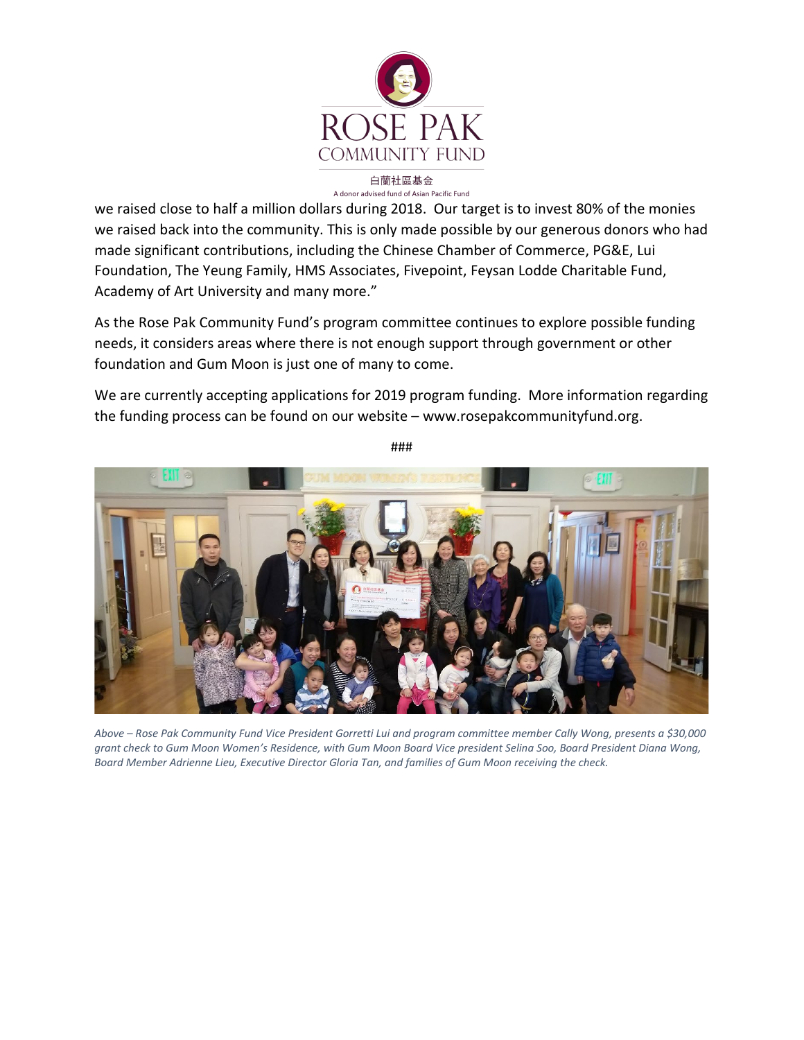we raised close to half a million dollars during 2018. Our target is to invest 80% of the monies we raised back into the community. This is only made possible by our generous donors who had made significant contributions, including the Chinese Chamber of Commerce, PG&E, Lui Foundation, The Yeung Family, HMS Associates, Fivepoint, Feysan Lodde Charitable Fund, Academy of Art University and many more."

As the Rose Pak Community Fund's program committee continues to explore possible funding needs, it considers areas where there is not enough support through government or other foundation and Gum Moon is just one of many to come.

We are currently accepting applications for 2019 program funding. More information regarding the funding process can be found on our website – www.rosepakcommunityfund.org.

###

*Above – Rose Pak Community Fund Vice President Gorretti Lui and program committee member Cally Wong, presents a $30,000 grant check to Gum Moon Women's Residence, with Gum Moon Board Vice president Selina Soo, Board President Diana Wong, Board Member Adrienne Lieu, Executive Director Gloria Tan, and families of Gum Moon receiving the check.*